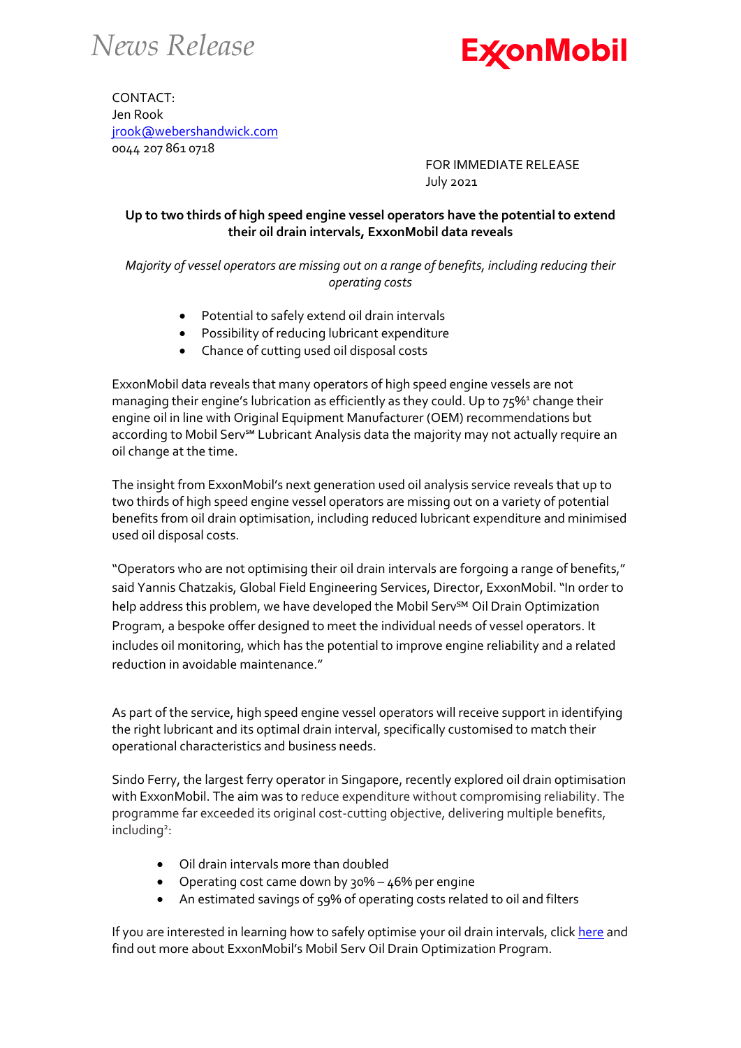*News Release*

ExxonMobil

CONTACT:
Jen Rook
jrook@webershandwick.com
0044 207 861 0718

FOR IMMEDIATE RELEASE
July 2021

**Up to two thirds of high speed engine vessel operators have the potential to extend their oil drain intervals, ExxonMobil data reveals**

*Majority of vessel operators are missing out on a range of benefits, including reducing their operating costs*

- Potential to safely extend oil drain intervals
- Possibility of reducing lubricant expenditure
- Chance of cutting used oil disposal costs

ExxonMobil data reveals that many operators of high speed engine vessels are not managing their engine's lubrication as efficiently as they could. Up to 75%[1] change their engine oil in line with Original Equipment Manufacturer (OEM) recommendations but according to Mobil Serv℠ Lubricant Analysis data the majority may not actually require an oil change at the time.

The insight from ExxonMobil's next generation used oil analysis service reveals that up to two thirds of high speed engine vessel operators are missing out on a variety of potential benefits from oil drain optimisation, including reduced lubricant expenditure and minimised used oil disposal costs.

"Operators who are not optimising their oil drain intervals are forgoing a range of benefits," said Yannis Chatzakis, Global Field Engineering Services, Director, ExxonMobil. "In order to help address this problem, we have developed the Mobil Serv℠ Oil Drain Optimization Program, a bespoke offer designed to meet the individual needs of vessel operators. It includes oil monitoring, which has the potential to improve engine reliability and a related reduction in avoidable maintenance."

As part of the service, high speed engine vessel operators will receive support in identifying the right lubricant and its optimal drain interval, specifically customised to match their operational characteristics and business needs.

Sindo Ferry, the largest ferry operator in Singapore, recently explored oil drain optimisation with ExxonMobil. The aim was to reduce expenditure without compromising reliability. The programme far exceeded its original cost-cutting objective, delivering multiple benefits, including[2]:

- Oil drain intervals more than doubled
- Operating cost came down by 30% – 46% per engine
- An estimated savings of 59% of operating costs related to oil and filters

If you are interested in learning how to safely optimise your oil drain intervals, click here and find out more about ExxonMobil's Mobil Serv Oil Drain Optimization Program.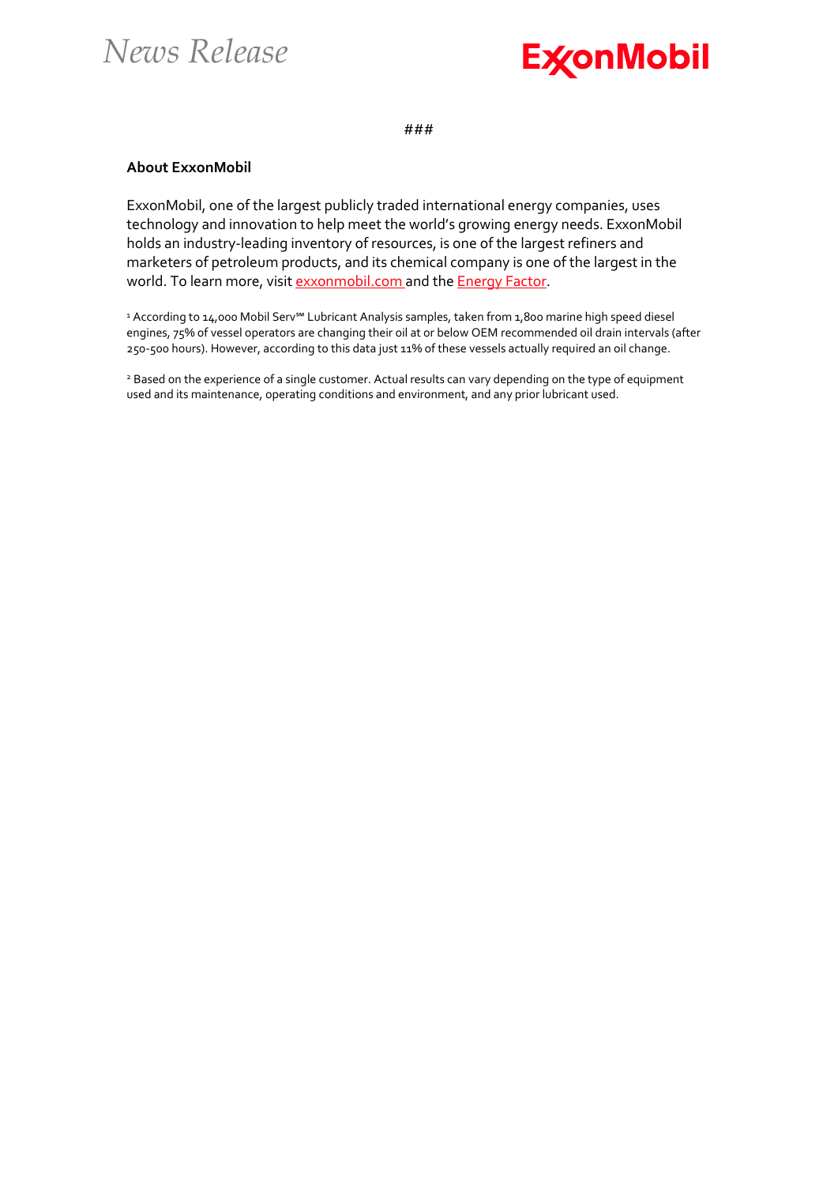###

**About ExxonMobil**

ExxonMobil, one of the largest publicly traded international energy companies, uses technology and innovation to help meet the world's growing energy needs. ExxonMobil holds an industry-leading inventory of resources, is one of the largest refiners and marketers of petroleum products, and its chemical company is one of the largest in the world. To learn more, visit exxonmobil.com and the Energy Factor.

[1] According to 14,000 Mobil Serv℠ Lubricant Analysis samples, taken from 1,800 marine high speed diesel engines, 75% of vessel operators are changing their oil at or below OEM recommended oil drain intervals (after 250-500 hours). However, according to this data just 11% of these vessels actually required an oil change.

[2] Based on the experience of a single customer. Actual results can vary depending on the type of equipment used and its maintenance, operating conditions and environment, and any prior lubricant used.